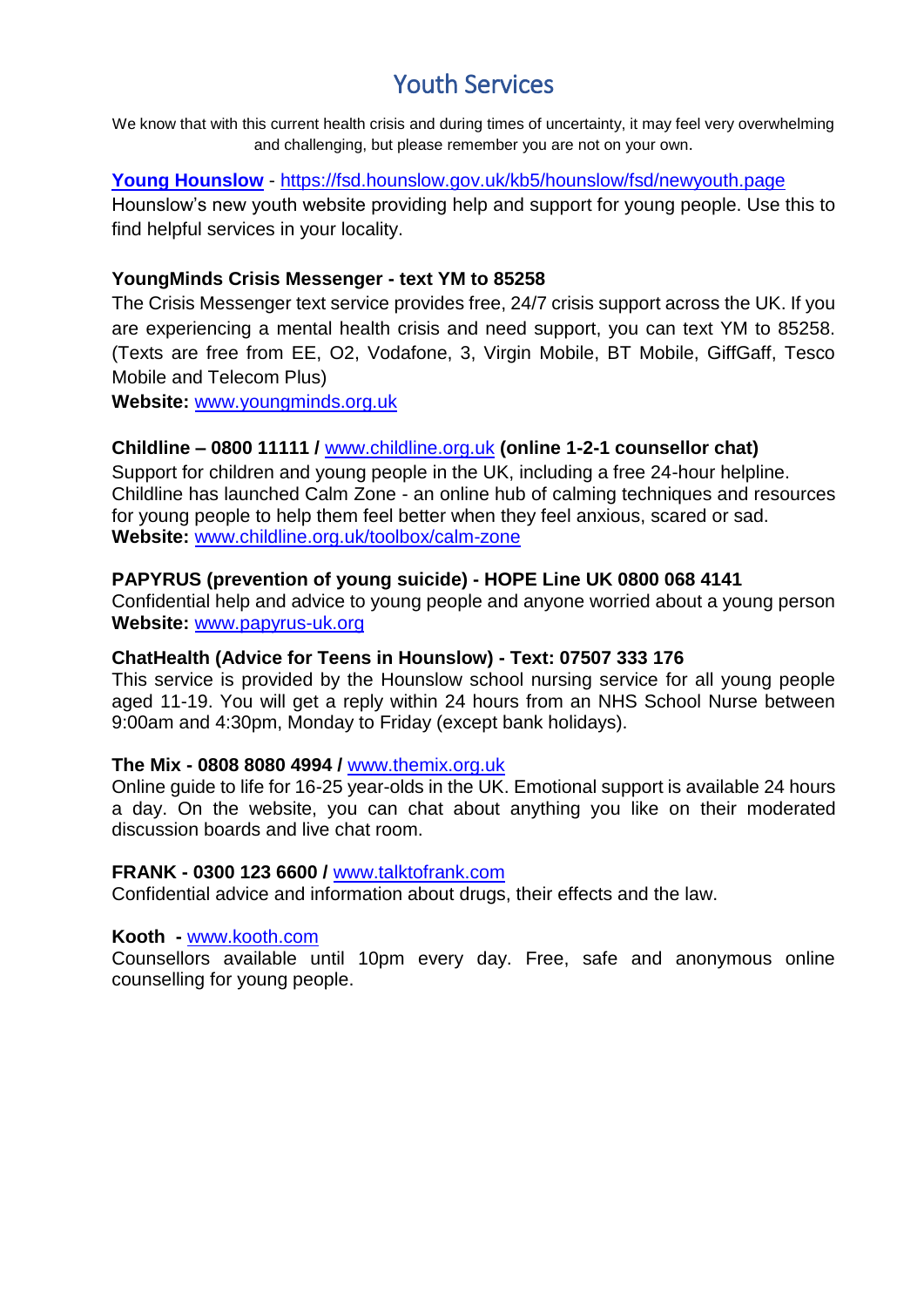# Youth Services

We know that with this current health crisis and during times of uncertainty, it may feel very overwhelming and challenging, but please remember you are not on your own.

**Young Hounslow** - https://fsd.hounslow.gov.uk/kb5/hounslow/fsd/newyouth.page
Hounslow's new youth website providing help and support for young people. Use this to find helpful services in your locality.

**YoungMinds Crisis Messenger - text YM to 85258**
The Crisis Messenger text service provides free, 24/7 crisis support across the UK. If you are experiencing a mental health crisis and need support, you can text YM to 85258. (Texts are free from EE, O2, Vodafone, 3, Virgin Mobile, BT Mobile, GiffGaff, Tesco Mobile and Telecom Plus)
**Website:** www.youngminds.org.uk

**Childline – 0800 11111 /** www.childline.org.uk **(online 1-2-1 counsellor chat)**
Support for children and young people in the UK, including a free 24-hour helpline. Childline has launched Calm Zone - an online hub of calming techniques and resources for young people to help them feel better when they feel anxious, scared or sad.
**Website:** www.childline.org.uk/toolbox/calm-zone

**PAPYRUS (prevention of young suicide) - HOPE Line UK 0800 068 4141**
Confidential help and advice to young people and anyone worried about a young person
**Website:** www.papyrus-uk.org

**ChatHealth (Advice for Teens in Hounslow) - Text: 07507 333 176**
This service is provided by the Hounslow school nursing service for all young people aged 11-19. You will get a reply within 24 hours from an NHS School Nurse between 9:00am and 4:30pm, Monday to Friday (except bank holidays).

**The Mix - 0808 8080 4994 /** www.themix.org.uk
Online guide to life for 16-25 year-olds in the UK. Emotional support is available 24 hours a day. On the website, you can chat about anything you like on their moderated discussion boards and live chat room.

**FRANK - 0300 123 6600 /** www.talktofrank.com
Confidential advice and information about drugs, their effects and the law.

**Kooth -** www.kooth.com
Counsellors available until 10pm every day. Free, safe and anonymous online counselling for young people.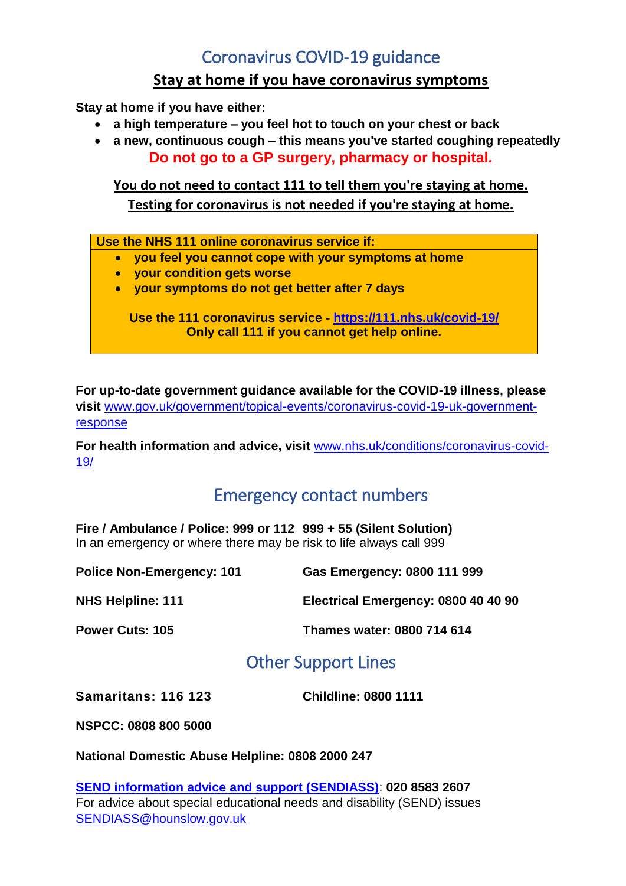## Coronavirus COVID-19 guidance

### Stay at home if you have coronavirus symptoms

**Stay at home if you have either:**

- **a high temperature – you feel hot to touch on your chest or back**
- **a new, continuous cough – this means you've started coughing repeatedly**

**Do not go to a GP surgery, pharmacy or hospital.**

**You do not need to contact 111 to tell them you're staying at home.**

**Testing for coronavirus is not needed if you're staying at home.**

**Use the NHS 111 online coronavirus service if:**

- **you feel you cannot cope with your symptoms at home**
- **your condition gets worse**
- **your symptoms do not get better after 7 days**

**Use the 111 coronavirus service - https://111.nhs.uk/covid-19/**
**Only call 111 if you cannot get help online.**

**For up-to-date government guidance available for the COVID-19 illness, please visit** www.gov.uk/government/topical-events/coronavirus-covid-19-uk-government-response

**For health information and advice, visit** www.nhs.uk/conditions/coronavirus-covid-19/

## Emergency contact numbers

**Fire / Ambulance / Police: 999 or 112 999 + 55 (Silent Solution)**
In an emergency or where there may be risk to life always call 999

**Police Non-Emergency: 101**

**NHS Helpline: 111**

**Power Cuts: 105**

**Gas Emergency: 0800 111 999**

**Electrical Emergency: 0800 40 40 90**

**Thames water: 0800 714 614**

## Other Support Lines

**Samaritans: 116 123**

**Childline: 0800 1111**

**NSPCC: 0808 800 5000**

**National Domestic Abuse Helpline: 0808 2000 247**

**SEND information advice and support (SENDIASS): 020 8583 2607**
For advice about special educational needs and disability (SEND) issues
SENDIASS@hounslow.gov.uk